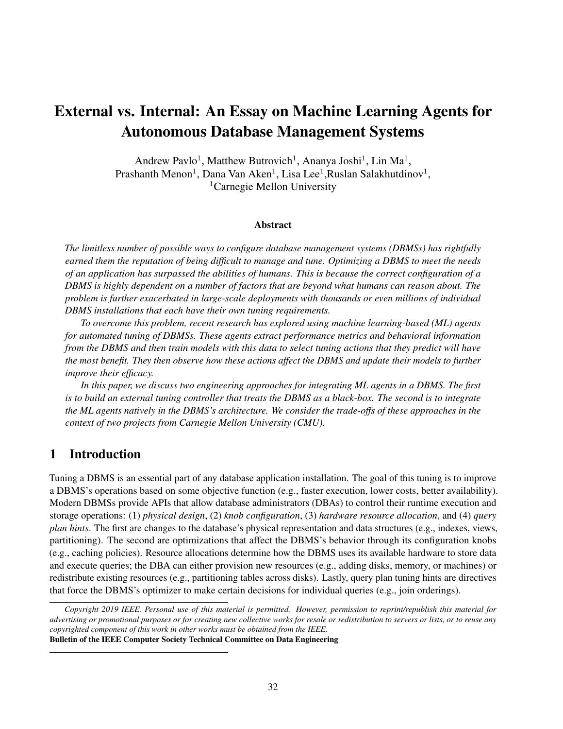# External vs. Internal: An Essay on Machine Learning Agents for Autonomous Database Management Systems

Andrew Pavlo[1], Matthew Butrovich[1], Ananya Joshi[1], Lin Ma[1],
Prashanth Menon[1], Dana Van Aken[1], Lisa Lee[1], Ruslan Salakhutdinov[1],
[1]Carnegie Mellon University

### Abstract

*The limitless number of possible ways to configure database management systems (DBMSs) has rightfully earned them the reputation of being difficult to manage and tune. Optimizing a DBMS to meet the needs of an application has surpassed the abilities of humans. This is because the correct configuration of a DBMS is highly dependent on a number of factors that are beyond what humans can reason about. The problem is further exacerbated in large-scale deployments with thousands or even millions of individual DBMS installations that each have their own tuning requirements.*

*To overcome this problem, recent research has explored using machine learning-based (ML) agents for automated tuning of DBMSs. These agents extract performance metrics and behavioral information from the DBMS and then train models with this data to select tuning actions that they predict will have the most benefit. They then observe how these actions affect the DBMS and update their models to further improve their efficacy.*

*In this paper, we discuss two engineering approaches for integrating ML agents in a DBMS. The first is to build an external tuning controller that treats the DBMS as a black-box. The second is to integrate the ML agents natively in the DBMS's architecture. We consider the trade-offs of these approaches in the context of two projects from Carnegie Mellon University (CMU).*

## 1 Introduction

Tuning a DBMS is an essential part of any database application installation. The goal of this tuning is to improve a DBMS's operations based on some objective function (e.g., faster execution, lower costs, better availability). Modern DBMSs provide APIs that allow database administrators (DBAs) to control their runtime execution and storage operations: (1) *physical design*, (2) *knob configuration*, (3) *hardware resource allocation*, and (4) *query plan hints*. The first are changes to the database's physical representation and data structures (e.g., indexes, views, partitioning). The second are optimizations that affect the DBMS's behavior through its configuration knobs (e.g., caching policies). Resource allocations determine how the DBMS uses its available hardware to store data and execute queries; the DBA can either provision new resources (e.g., adding disks, memory, or machines) or redistribute existing resources (e.g., partitioning tables across disks). Lastly, query plan tuning hints are directives that force the DBMS's optimizer to make certain decisions for individual queries (e.g., join orderings).

---

*Copyright 2019 IEEE. Personal use of this material is permitted. However, permission to reprint/republish this material for advertising or promotional purposes or for creating new collective works for resale or redistribution to servers or lists, or to reuse any copyrighted component of this work in other works must be obtained from the IEEE.*
**Bulletin of the IEEE Computer Society Technical Committee on Data Engineering**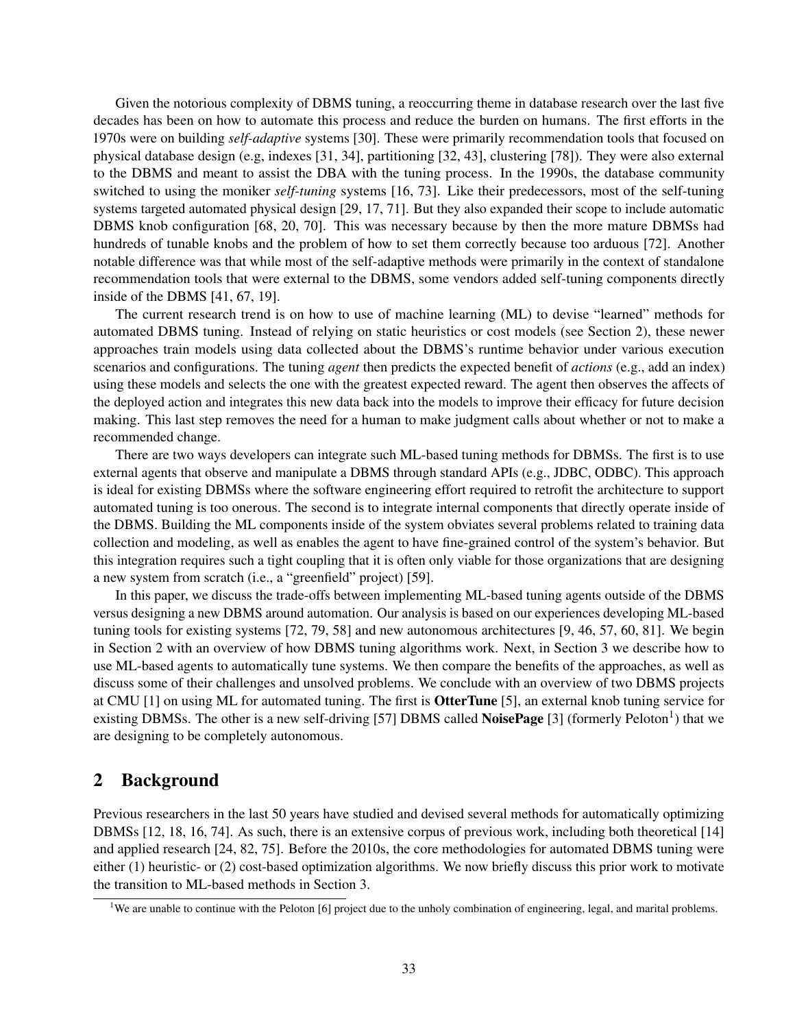Given the notorious complexity of DBMS tuning, a reoccurring theme in database research over the last five decades has been on how to automate this process and reduce the burden on humans. The first efforts in the 1970s were on building *self-adaptive* systems [30]. These were primarily recommendation tools that focused on physical database design (e.g, indexes [31, 34], partitioning [32, 43], clustering [78]). They were also external to the DBMS and meant to assist the DBA with the tuning process. In the 1990s, the database community switched to using the moniker *self-tuning* systems [16, 73]. Like their predecessors, most of the self-tuning systems targeted automated physical design [29, 17, 71]. But they also expanded their scope to include automatic DBMS knob configuration [68, 20, 70]. This was necessary because by then the more mature DBMSs had hundreds of tunable knobs and the problem of how to set them correctly because too arduous [72]. Another notable difference was that while most of the self-adaptive methods were primarily in the context of standalone recommendation tools that were external to the DBMS, some vendors added self-tuning components directly inside of the DBMS [41, 67, 19].

The current research trend is on how to use of machine learning (ML) to devise "learned" methods for automated DBMS tuning. Instead of relying on static heuristics or cost models (see Section 2), these newer approaches train models using data collected about the DBMS's runtime behavior under various execution scenarios and configurations. The tuning *agent* then predicts the expected benefit of *actions* (e.g., add an index) using these models and selects the one with the greatest expected reward. The agent then observes the affects of the deployed action and integrates this new data back into the models to improve their efficacy for future decision making. This last step removes the need for a human to make judgment calls about whether or not to make a recommended change.

There are two ways developers can integrate such ML-based tuning methods for DBMSs. The first is to use external agents that observe and manipulate a DBMS through standard APIs (e.g., JDBC, ODBC). This approach is ideal for existing DBMSs where the software engineering effort required to retrofit the architecture to support automated tuning is too onerous. The second is to integrate internal components that directly operate inside of the DBMS. Building the ML components inside of the system obviates several problems related to training data collection and modeling, as well as enables the agent to have fine-grained control of the system's behavior. But this integration requires such a tight coupling that it is often only viable for those organizations that are designing a new system from scratch (i.e., a "greenfield" project) [59].

In this paper, we discuss the trade-offs between implementing ML-based tuning agents outside of the DBMS versus designing a new DBMS around automation. Our analysis is based on our experiences developing ML-based tuning tools for existing systems [72, 79, 58] and new autonomous architectures [9, 46, 57, 60, 81]. We begin in Section 2 with an overview of how DBMS tuning algorithms work. Next, in Section 3 we describe how to use ML-based agents to automatically tune systems. We then compare the benefits of the approaches, as well as discuss some of their challenges and unsolved problems. We conclude with an overview of two DBMS projects at CMU [1] on using ML for automated tuning. The first is **OtterTune** [5], an external knob tuning service for existing DBMSs. The other is a new self-driving [57] DBMS called **NoisePage** [3] (formerly Peloton[1]) that we are designing to be completely autonomous.

## 2 Background

Previous researchers in the last 50 years have studied and devised several methods for automatically optimizing DBMSs [12, 18, 16, 74]. As such, there is an extensive corpus of previous work, including both theoretical [14] and applied research [24, 82, 75]. Before the 2010s, the core methodologies for automated DBMS tuning were either (1) heuristic- or (2) cost-based optimization algorithms. We now briefly discuss this prior work to motivate the transition to ML-based methods in Section 3.

[1] We are unable to continue with the Peloton [6] project due to the unholy combination of engineering, legal, and marital problems.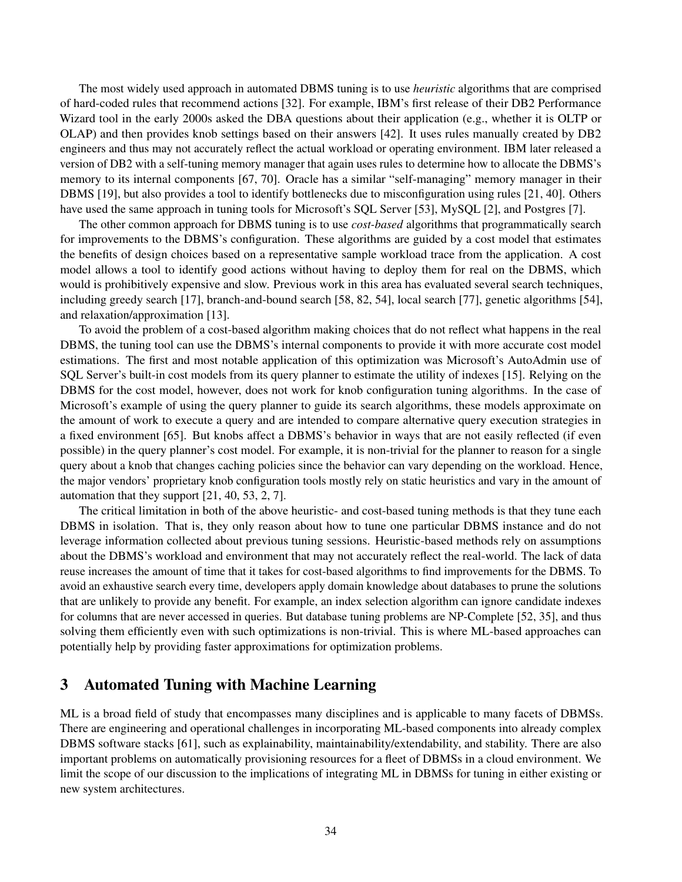The most widely used approach in automated DBMS tuning is to use *heuristic* algorithms that are comprised of hard-coded rules that recommend actions [32]. For example, IBM's first release of their DB2 Performance Wizard tool in the early 2000s asked the DBA questions about their application (e.g., whether it is OLTP or OLAP) and then provides knob settings based on their answers [42]. It uses rules manually created by DB2 engineers and thus may not accurately reflect the actual workload or operating environment. IBM later released a version of DB2 with a self-tuning memory manager that again uses rules to determine how to allocate the DBMS's memory to its internal components [67, 70]. Oracle has a similar "self-managing" memory manager in their DBMS [19], but also provides a tool to identify bottlenecks due to misconfiguration using rules [21, 40]. Others have used the same approach in tuning tools for Microsoft's SQL Server [53], MySQL [2], and Postgres [7].

The other common approach for DBMS tuning is to use *cost-based* algorithms that programmatically search for improvements to the DBMS's configuration. These algorithms are guided by a cost model that estimates the benefits of design choices based on a representative sample workload trace from the application. A cost model allows a tool to identify good actions without having to deploy them for real on the DBMS, which would is prohibitively expensive and slow. Previous work in this area has evaluated several search techniques, including greedy search [17], branch-and-bound search [58, 82, 54], local search [77], genetic algorithms [54], and relaxation/approximation [13].

To avoid the problem of a cost-based algorithm making choices that do not reflect what happens in the real DBMS, the tuning tool can use the DBMS's internal components to provide it with more accurate cost model estimations. The first and most notable application of this optimization was Microsoft's AutoAdmin use of SQL Server's built-in cost models from its query planner to estimate the utility of indexes [15]. Relying on the DBMS for the cost model, however, does not work for knob configuration tuning algorithms. In the case of Microsoft's example of using the query planner to guide its search algorithms, these models approximate on the amount of work to execute a query and are intended to compare alternative query execution strategies in a fixed environment [65]. But knobs affect a DBMS's behavior in ways that are not easily reflected (if even possible) in the query planner's cost model. For example, it is non-trivial for the planner to reason for a single query about a knob that changes caching policies since the behavior can vary depending on the workload. Hence, the major vendors' proprietary knob configuration tools mostly rely on static heuristics and vary in the amount of automation that they support [21, 40, 53, 2, 7].

The critical limitation in both of the above heuristic- and cost-based tuning methods is that they tune each DBMS in isolation. That is, they only reason about how to tune one particular DBMS instance and do not leverage information collected about previous tuning sessions. Heuristic-based methods rely on assumptions about the DBMS's workload and environment that may not accurately reflect the real-world. The lack of data reuse increases the amount of time that it takes for cost-based algorithms to find improvements for the DBMS. To avoid an exhaustive search every time, developers apply domain knowledge about databases to prune the solutions that are unlikely to provide any benefit. For example, an index selection algorithm can ignore candidate indexes for columns that are never accessed in queries. But database tuning problems are NP-Complete [52, 35], and thus solving them efficiently even with such optimizations is non-trivial. This is where ML-based approaches can potentially help by providing faster approximations for optimization problems.

## 3 Automated Tuning with Machine Learning

ML is a broad field of study that encompasses many disciplines and is applicable to many facets of DBMSs. There are engineering and operational challenges in incorporating ML-based components into already complex DBMS software stacks [61], such as explainability, maintainability/extendability, and stability. There are also important problems on automatically provisioning resources for a fleet of DBMSs in a cloud environment. We limit the scope of our discussion to the implications of integrating ML in DBMSs for tuning in either existing or new system architectures.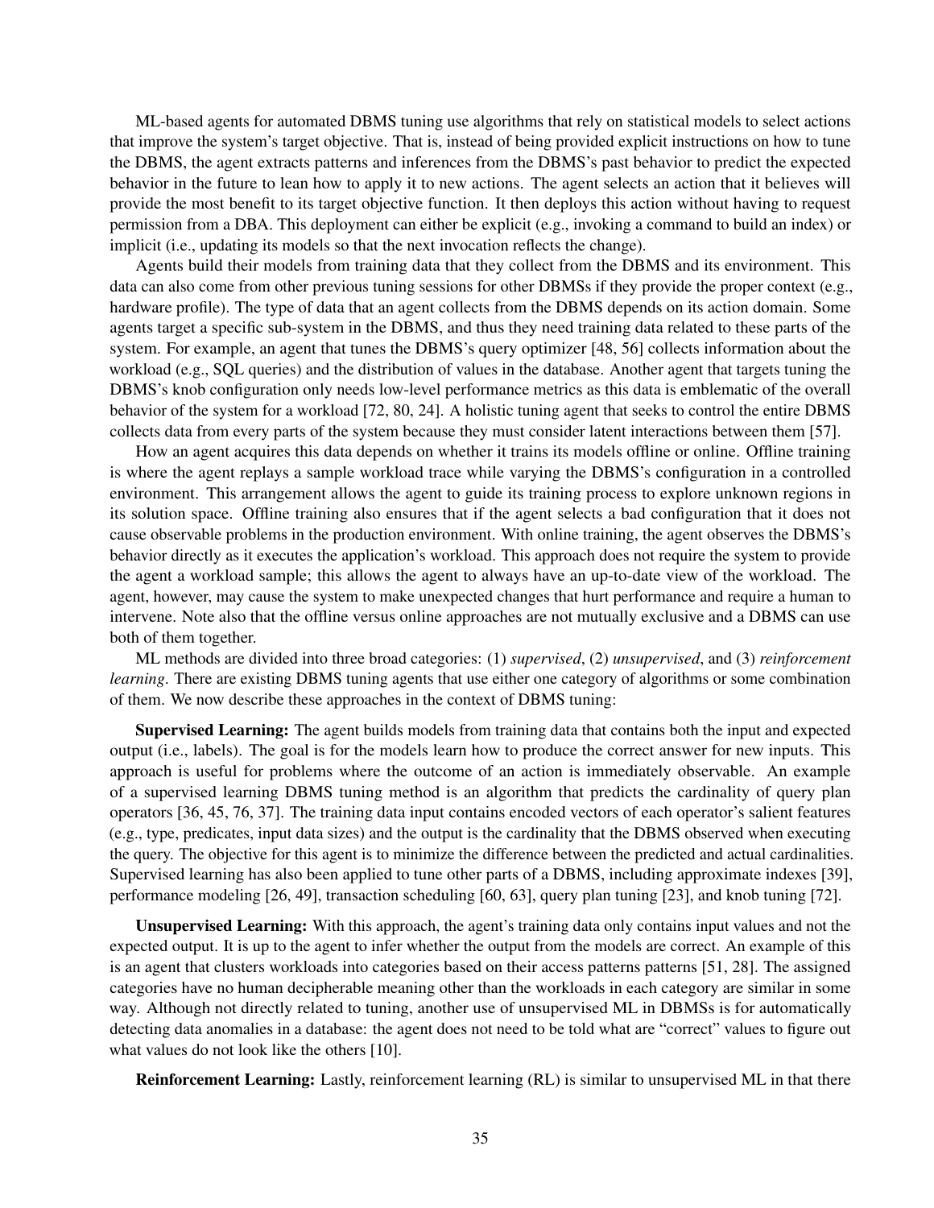ML-based agents for automated DBMS tuning use algorithms that rely on statistical models to select actions that improve the system's target objective. That is, instead of being provided explicit instructions on how to tune the DBMS, the agent extracts patterns and inferences from the DBMS's past behavior to predict the expected behavior in the future to lean how to apply it to new actions. The agent selects an action that it believes will provide the most benefit to its target objective function. It then deploys this action without having to request permission from a DBA. This deployment can either be explicit (e.g., invoking a command to build an index) or implicit (i.e., updating its models so that the next invocation reflects the change).

Agents build their models from training data that they collect from the DBMS and its environment. This data can also come from other previous tuning sessions for other DBMSs if they provide the proper context (e.g., hardware profile). The type of data that an agent collects from the DBMS depends on its action domain. Some agents target a specific sub-system in the DBMS, and thus they need training data related to these parts of the system. For example, an agent that tunes the DBMS's query optimizer [48, 56] collects information about the workload (e.g., SQL queries) and the distribution of values in the database. Another agent that targets tuning the DBMS's knob configuration only needs low-level performance metrics as this data is emblematic of the overall behavior of the system for a workload [72, 80, 24]. A holistic tuning agent that seeks to control the entire DBMS collects data from every parts of the system because they must consider latent interactions between them [57].

How an agent acquires this data depends on whether it trains its models offline or online. Offline training is where the agent replays a sample workload trace while varying the DBMS's configuration in a controlled environment. This arrangement allows the agent to guide its training process to explore unknown regions in its solution space. Offline training also ensures that if the agent selects a bad configuration that it does not cause observable problems in the production environment. With online training, the agent observes the DBMS's behavior directly as it executes the application's workload. This approach does not require the system to provide the agent a workload sample; this allows the agent to always have an up-to-date view of the workload. The agent, however, may cause the system to make unexpected changes that hurt performance and require a human to intervene. Note also that the offline versus online approaches are not mutually exclusive and a DBMS can use both of them together.

ML methods are divided into three broad categories: (1) *supervised*, (2) *unsupervised*, and (3) *reinforcement learning*. There are existing DBMS tuning agents that use either one category of algorithms or some combination of them. We now describe these approaches in the context of DBMS tuning:

**Supervised Learning:** The agent builds models from training data that contains both the input and expected output (i.e., labels). The goal is for the models learn how to produce the correct answer for new inputs. This approach is useful for problems where the outcome of an action is immediately observable. An example of a supervised learning DBMS tuning method is an algorithm that predicts the cardinality of query plan operators [36, 45, 76, 37]. The training data input contains encoded vectors of each operator's salient features (e.g., type, predicates, input data sizes) and the output is the cardinality that the DBMS observed when executing the query. The objective for this agent is to minimize the difference between the predicted and actual cardinalities. Supervised learning has also been applied to tune other parts of a DBMS, including approximate indexes [39], performance modeling [26, 49], transaction scheduling [60, 63], query plan tuning [23], and knob tuning [72].

**Unsupervised Learning:** With this approach, the agent's training data only contains input values and not the expected output. It is up to the agent to infer whether the output from the models are correct. An example of this is an agent that clusters workloads into categories based on their access patterns patterns [51, 28]. The assigned categories have no human decipherable meaning other than the workloads in each category are similar in some way. Although not directly related to tuning, another use of unsupervised ML in DBMSs is for automatically detecting data anomalies in a database: the agent does not need to be told what are "correct" values to figure out what values do not look like the others [10].

**Reinforcement Learning:** Lastly, reinforcement learning (RL) is similar to unsupervised ML in that there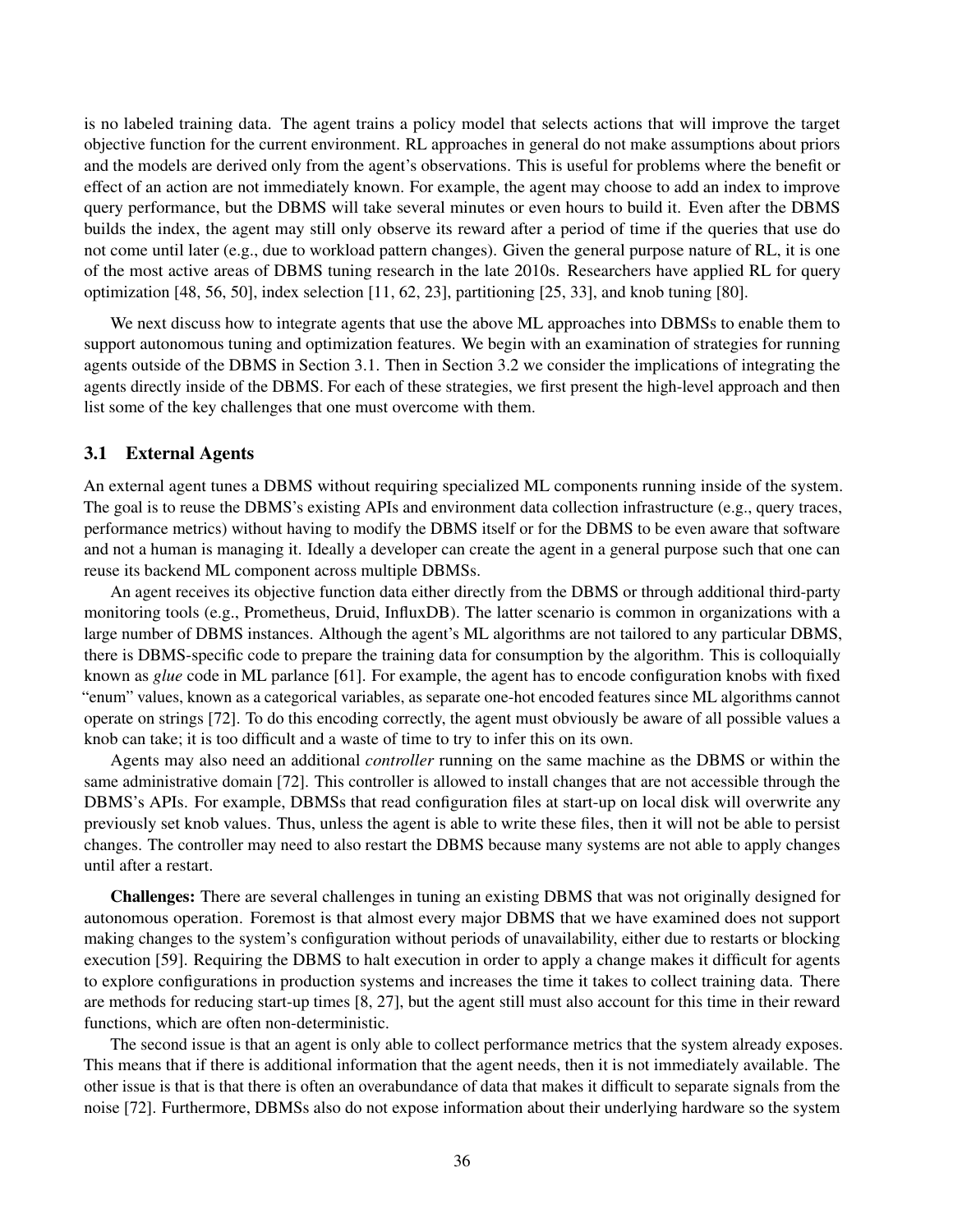is no labeled training data. The agent trains a policy model that selects actions that will improve the target objective function for the current environment. RL approaches in general do not make assumptions about priors and the models are derived only from the agent's observations. This is useful for problems where the benefit or effect of an action are not immediately known. For example, the agent may choose to add an index to improve query performance, but the DBMS will take several minutes or even hours to build it. Even after the DBMS builds the index, the agent may still only observe its reward after a period of time if the queries that use do not come until later (e.g., due to workload pattern changes). Given the general purpose nature of RL, it is one of the most active areas of DBMS tuning research in the late 2010s. Researchers have applied RL for query optimization [48, 56, 50], index selection [11, 62, 23], partitioning [25, 33], and knob tuning [80].

We next discuss how to integrate agents that use the above ML approaches into DBMSs to enable them to support autonomous tuning and optimization features. We begin with an examination of strategies for running agents outside of the DBMS in Section 3.1. Then in Section 3.2 we consider the implications of integrating the agents directly inside of the DBMS. For each of these strategies, we first present the high-level approach and then list some of the key challenges that one must overcome with them.

### 3.1 External Agents

An external agent tunes a DBMS without requiring specialized ML components running inside of the system. The goal is to reuse the DBMS's existing APIs and environment data collection infrastructure (e.g., query traces, performance metrics) without having to modify the DBMS itself or for the DBMS to be even aware that software and not a human is managing it. Ideally a developer can create the agent in a general purpose such that one can reuse its backend ML component across multiple DBMSs.

An agent receives its objective function data either directly from the DBMS or through additional third-party monitoring tools (e.g., Prometheus, Druid, InfluxDB). The latter scenario is common in organizations with a large number of DBMS instances. Although the agent's ML algorithms are not tailored to any particular DBMS, there is DBMS-specific code to prepare the training data for consumption by the algorithm. This is colloquially known as *glue* code in ML parlance [61]. For example, the agent has to encode configuration knobs with fixed "enum" values, known as a categorical variables, as separate one-hot encoded features since ML algorithms cannot operate on strings [72]. To do this encoding correctly, the agent must obviously be aware of all possible values a knob can take; it is too difficult and a waste of time to try to infer this on its own.

Agents may also need an additional *controller* running on the same machine as the DBMS or within the same administrative domain [72]. This controller is allowed to install changes that are not accessible through the DBMS's APIs. For example, DBMSs that read configuration files at start-up on local disk will overwrite any previously set knob values. Thus, unless the agent is able to write these files, then it will not be able to persist changes. The controller may need to also restart the DBMS because many systems are not able to apply changes until after a restart.

**Challenges:** There are several challenges in tuning an existing DBMS that was not originally designed for autonomous operation. Foremost is that almost every major DBMS that we have examined does not support making changes to the system's configuration without periods of unavailability, either due to restarts or blocking execution [59]. Requiring the DBMS to halt execution in order to apply a change makes it difficult for agents to explore configurations in production systems and increases the time it takes to collect training data. There are methods for reducing start-up times [8, 27], but the agent still must also account for this time in their reward functions, which are often non-deterministic.

The second issue is that an agent is only able to collect performance metrics that the system already exposes. This means that if there is additional information that the agent needs, then it is not immediately available. The other issue is that is that there is often an overabundance of data that makes it difficult to separate signals from the noise [72]. Furthermore, DBMSs also do not expose information about their underlying hardware so the system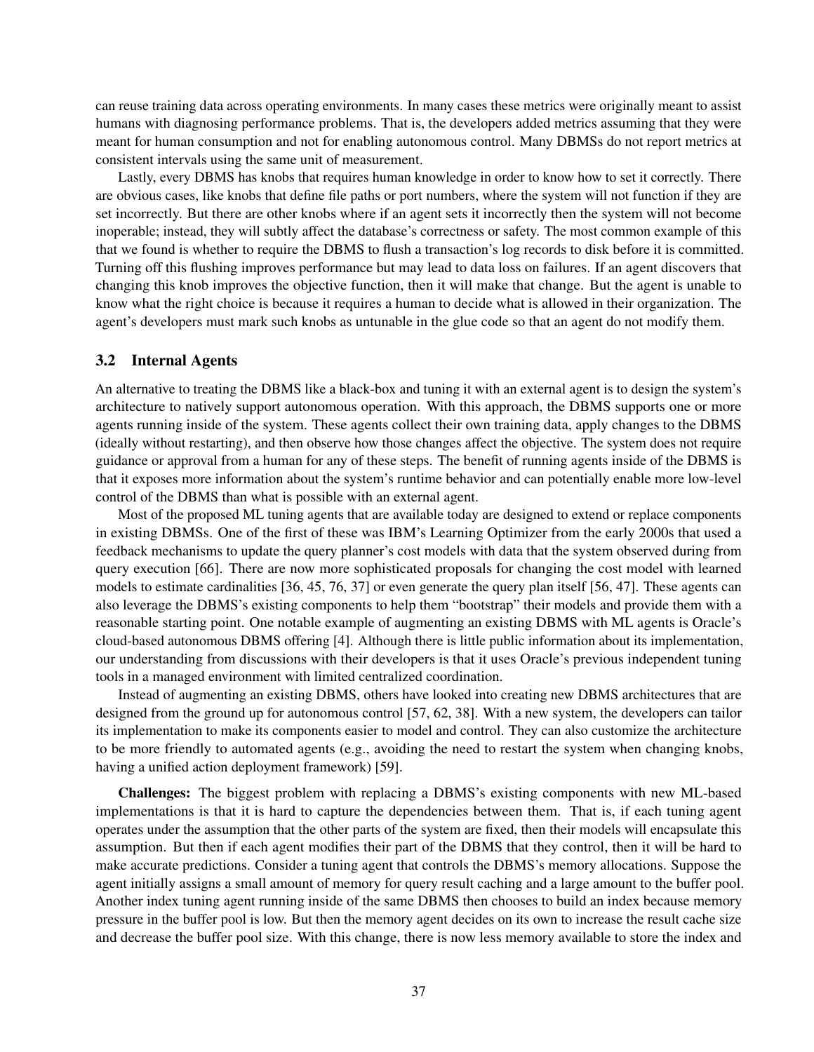can reuse training data across operating environments. In many cases these metrics were originally meant to assist humans with diagnosing performance problems. That is, the developers added metrics assuming that they were meant for human consumption and not for enabling autonomous control. Many DBMSs do not report metrics at consistent intervals using the same unit of measurement.

Lastly, every DBMS has knobs that requires human knowledge in order to know how to set it correctly. There are obvious cases, like knobs that define file paths or port numbers, where the system will not function if they are set incorrectly. But there are other knobs where if an agent sets it incorrectly then the system will not become inoperable; instead, they will subtly affect the database's correctness or safety. The most common example of this that we found is whether to require the DBMS to flush a transaction's log records to disk before it is committed. Turning off this flushing improves performance but may lead to data loss on failures. If an agent discovers that changing this knob improves the objective function, then it will make that change. But the agent is unable to know what the right choice is because it requires a human to decide what is allowed in their organization. The agent's developers must mark such knobs as untunable in the glue code so that an agent do not modify them.

### 3.2 Internal Agents

An alternative to treating the DBMS like a black-box and tuning it with an external agent is to design the system's architecture to natively support autonomous operation. With this approach, the DBMS supports one or more agents running inside of the system. These agents collect their own training data, apply changes to the DBMS (ideally without restarting), and then observe how those changes affect the objective. The system does not require guidance or approval from a human for any of these steps. The benefit of running agents inside of the DBMS is that it exposes more information about the system's runtime behavior and can potentially enable more low-level control of the DBMS than what is possible with an external agent.

Most of the proposed ML tuning agents that are available today are designed to extend or replace components in existing DBMSs. One of the first of these was IBM's Learning Optimizer from the early 2000s that used a feedback mechanisms to update the query planner's cost models with data that the system observed during from query execution [66]. There are now more sophisticated proposals for changing the cost model with learned models to estimate cardinalities [36, 45, 76, 37] or even generate the query plan itself [56, 47]. These agents can also leverage the DBMS's existing components to help them "bootstrap" their models and provide them with a reasonable starting point. One notable example of augmenting an existing DBMS with ML agents is Oracle's cloud-based autonomous DBMS offering [4]. Although there is little public information about its implementation, our understanding from discussions with their developers is that it uses Oracle's previous independent tuning tools in a managed environment with limited centralized coordination.

Instead of augmenting an existing DBMS, others have looked into creating new DBMS architectures that are designed from the ground up for autonomous control [57, 62, 38]. With a new system, the developers can tailor its implementation to make its components easier to model and control. They can also customize the architecture to be more friendly to automated agents (e.g., avoiding the need to restart the system when changing knobs, having a unified action deployment framework) [59].

**Challenges:** The biggest problem with replacing a DBMS's existing components with new ML-based implementations is that it is hard to capture the dependencies between them. That is, if each tuning agent operates under the assumption that the other parts of the system are fixed, then their models will encapsulate this assumption. But then if each agent modifies their part of the DBMS that they control, then it will be hard to make accurate predictions. Consider a tuning agent that controls the DBMS's memory allocations. Suppose the agent initially assigns a small amount of memory for query result caching and a large amount to the buffer pool. Another index tuning agent running inside of the same DBMS then chooses to build an index because memory pressure in the buffer pool is low. But then the memory agent decides on its own to increase the result cache size and decrease the buffer pool size. With this change, there is now less memory available to store the index and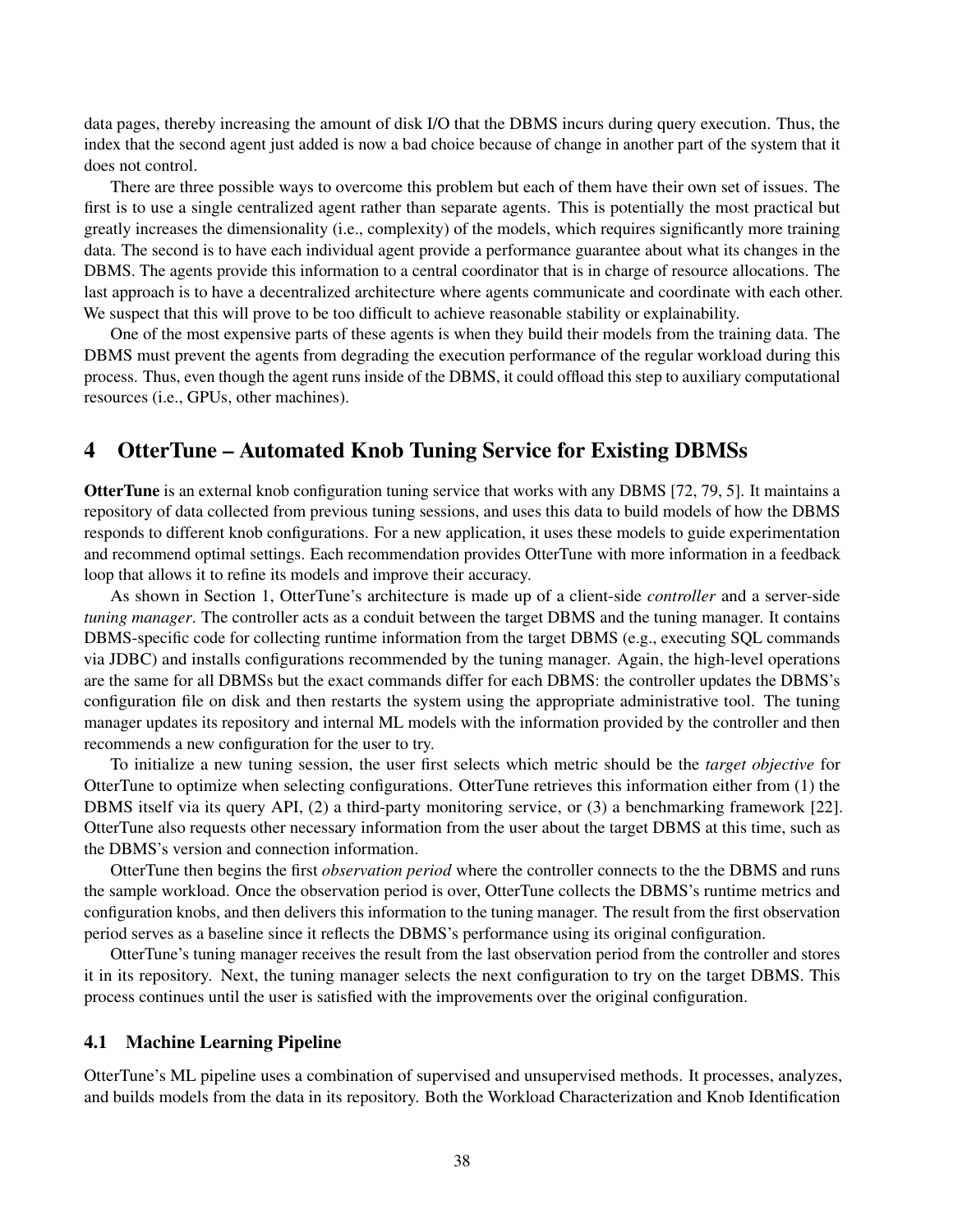data pages, thereby increasing the amount of disk I/O that the DBMS incurs during query execution. Thus, the index that the second agent just added is now a bad choice because of change in another part of the system that it does not control.

There are three possible ways to overcome this problem but each of them have their own set of issues. The first is to use a single centralized agent rather than separate agents. This is potentially the most practical but greatly increases the dimensionality (i.e., complexity) of the models, which requires significantly more training data. The second is to have each individual agent provide a performance guarantee about what its changes in the DBMS. The agents provide this information to a central coordinator that is in charge of resource allocations. The last approach is to have a decentralized architecture where agents communicate and coordinate with each other. We suspect that this will prove to be too difficult to achieve reasonable stability or explainability.

One of the most expensive parts of these agents is when they build their models from the training data. The DBMS must prevent the agents from degrading the execution performance of the regular workload during this process. Thus, even though the agent runs inside of the DBMS, it could offload this step to auxiliary computational resources (i.e., GPUs, other machines).

## 4 OtterTune – Automated Knob Tuning Service for Existing DBMSs

**OtterTune** is an external knob configuration tuning service that works with any DBMS [72, 79, 5]. It maintains a repository of data collected from previous tuning sessions, and uses this data to build models of how the DBMS responds to different knob configurations. For a new application, it uses these models to guide experimentation and recommend optimal settings. Each recommendation provides OtterTune with more information in a feedback loop that allows it to refine its models and improve their accuracy.

As shown in Section 1, OtterTune's architecture is made up of a client-side *controller* and a server-side *tuning manager*. The controller acts as a conduit between the target DBMS and the tuning manager. It contains DBMS-specific code for collecting runtime information from the target DBMS (e.g., executing SQL commands via JDBC) and installs configurations recommended by the tuning manager. Again, the high-level operations are the same for all DBMSs but the exact commands differ for each DBMS: the controller updates the DBMS's configuration file on disk and then restarts the system using the appropriate administrative tool. The tuning manager updates its repository and internal ML models with the information provided by the controller and then recommends a new configuration for the user to try.

To initialize a new tuning session, the user first selects which metric should be the *target objective* for OtterTune to optimize when selecting configurations. OtterTune retrieves this information either from (1) the DBMS itself via its query API, (2) a third-party monitoring service, or (3) a benchmarking framework [22]. OtterTune also requests other necessary information from the user about the target DBMS at this time, such as the DBMS's version and connection information.

OtterTune then begins the first *observation period* where the controller connects to the the DBMS and runs the sample workload. Once the observation period is over, OtterTune collects the DBMS's runtime metrics and configuration knobs, and then delivers this information to the tuning manager. The result from the first observation period serves as a baseline since it reflects the DBMS's performance using its original configuration.

OtterTune's tuning manager receives the result from the last observation period from the controller and stores it in its repository. Next, the tuning manager selects the next configuration to try on the target DBMS. This process continues until the user is satisfied with the improvements over the original configuration.

### 4.1 Machine Learning Pipeline

OtterTune's ML pipeline uses a combination of supervised and unsupervised methods. It processes, analyzes, and builds models from the data in its repository. Both the Workload Characterization and Knob Identification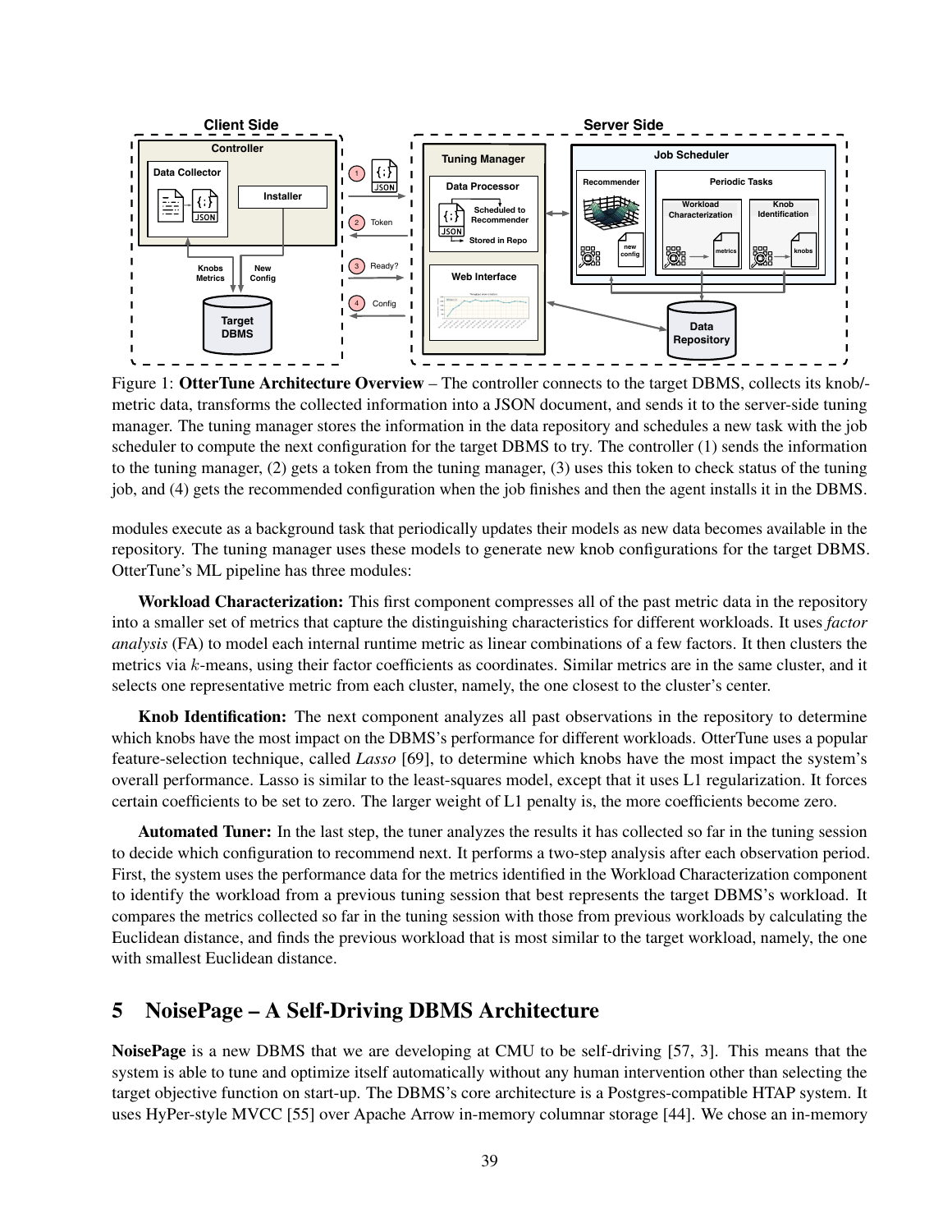Figure 1: **OtterTune Architecture Overview** – The controller connects to the target DBMS, collects its knob/-metric data, transforms the collected information into a JSON document, and sends it to the server-side tuning manager. The tuning manager stores the information in the data repository and schedules a new task with the job scheduler to compute the next configuration for the target DBMS to try. The controller (1) sends the information to the tuning manager, (2) gets a token from the tuning manager, (3) uses this token to check status of the tuning job, and (4) gets the recommended configuration when the job finishes and then the agent installs it in the DBMS.

modules execute as a background task that periodically updates their models as new data becomes available in the repository. The tuning manager uses these models to generate new knob configurations for the target DBMS. OtterTune's ML pipeline has three modules:

**Workload Characterization:** This first component compresses all of the past metric data in the repository into a smaller set of metrics that capture the distinguishing characteristics for different workloads. It uses *factor analysis* (FA) to model each internal runtime metric as linear combinations of a few factors. It then clusters the metrics via $k$-means, using their factor coefficients as coordinates. Similar metrics are in the same cluster, and it selects one representative metric from each cluster, namely, the one closest to the cluster's center.

**Knob Identification:** The next component analyzes all past observations in the repository to determine which knobs have the most impact on the DBMS's performance for different workloads. OtterTune uses a popular feature-selection technique, called *Lasso* [69], to determine which knobs have the most impact the system's overall performance. Lasso is similar to the least-squares model, except that it uses L1 regularization. It forces certain coefficients to be set to zero. The larger weight of L1 penalty is, the more coefficients become zero.

**Automated Tuner:** In the last step, the tuner analyzes the results it has collected so far in the tuning session to decide which configuration to recommend next. It performs a two-step analysis after each observation period. First, the system uses the performance data for the metrics identified in the Workload Characterization component to identify the workload from a previous tuning session that best represents the target DBMS's workload. It compares the metrics collected so far in the tuning session with those from previous workloads by calculating the Euclidean distance, and finds the previous workload that is most similar to the target workload, namely, the one with smallest Euclidean distance.

## 5 NoisePage – A Self-Driving DBMS Architecture

**NoisePage** is a new DBMS that we are developing at CMU to be self-driving [57, 3]. This means that the system is able to tune and optimize itself automatically without any human intervention other than selecting the target objective function on start-up. The DBMS's core architecture is a Postgres-compatible HTAP system. It uses HyPer-style MVCC [55] over Apache Arrow in-memory columnar storage [44]. We chose an in-memory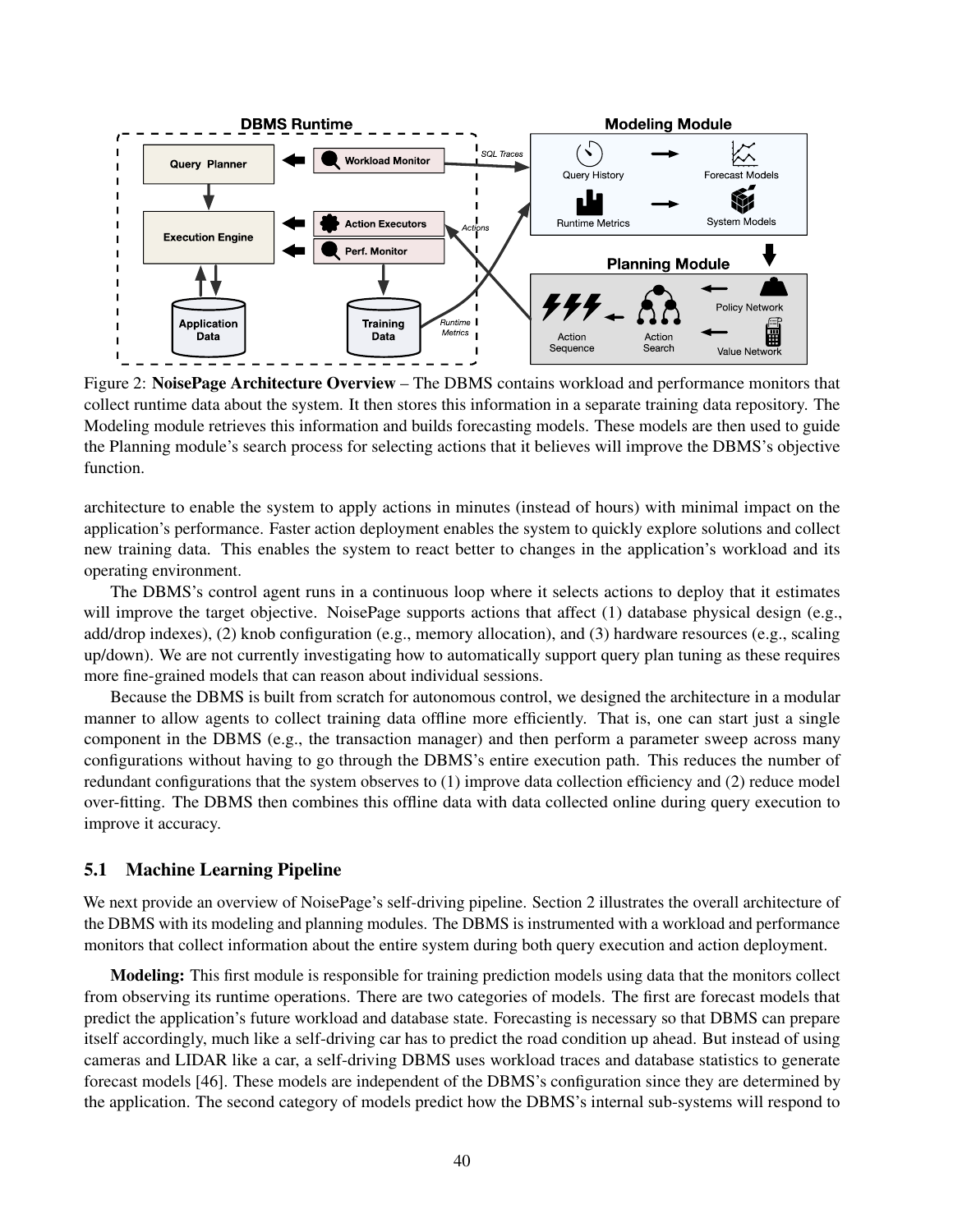Figure 2: **NoisePage Architecture Overview** – The DBMS contains workload and performance monitors that collect runtime data about the system. It then stores this information in a separate training data repository. The Modeling module retrieves this information and builds forecasting models. These models are then used to guide the Planning module's search process for selecting actions that it believes will improve the DBMS's objective function.

architecture to enable the system to apply actions in minutes (instead of hours) with minimal impact on the application's performance. Faster action deployment enables the system to quickly explore solutions and collect new training data. This enables the system to react better to changes in the application's workload and its operating environment.

The DBMS's control agent runs in a continuous loop where it selects actions to deploy that it estimates will improve the target objective. NoisePage supports actions that affect (1) database physical design (e.g., add/drop indexes), (2) knob configuration (e.g., memory allocation), and (3) hardware resources (e.g., scaling up/down). We are not currently investigating how to automatically support query plan tuning as these requires more fine-grained models that can reason about individual sessions.

Because the DBMS is built from scratch for autonomous control, we designed the architecture in a modular manner to allow agents to collect training data offline more efficiently. That is, one can start just a single component in the DBMS (e.g., the transaction manager) and then perform a parameter sweep across many configurations without having to go through the DBMS's entire execution path. This reduces the number of redundant configurations that the system observes to (1) improve data collection efficiency and (2) reduce model over-fitting. The DBMS then combines this offline data with data collected online during query execution to improve it accuracy.

## 5.1 Machine Learning Pipeline

We next provide an overview of NoisePage's self-driving pipeline. Section 2 illustrates the overall architecture of the DBMS with its modeling and planning modules. The DBMS is instrumented with a workload and performance monitors that collect information about the entire system during both query execution and action deployment.

**Modeling:** This first module is responsible for training prediction models using data that the monitors collect from observing its runtime operations. There are two categories of models. The first are forecast models that predict the application's future workload and database state. Forecasting is necessary so that DBMS can prepare itself accordingly, much like a self-driving car has to predict the road condition up ahead. But instead of using cameras and LIDAR like a car, a self-driving DBMS uses workload traces and database statistics to generate forecast models [46]. These models are independent of the DBMS's configuration since they are determined by the application. The second category of models predict how the DBMS's internal sub-systems will respond to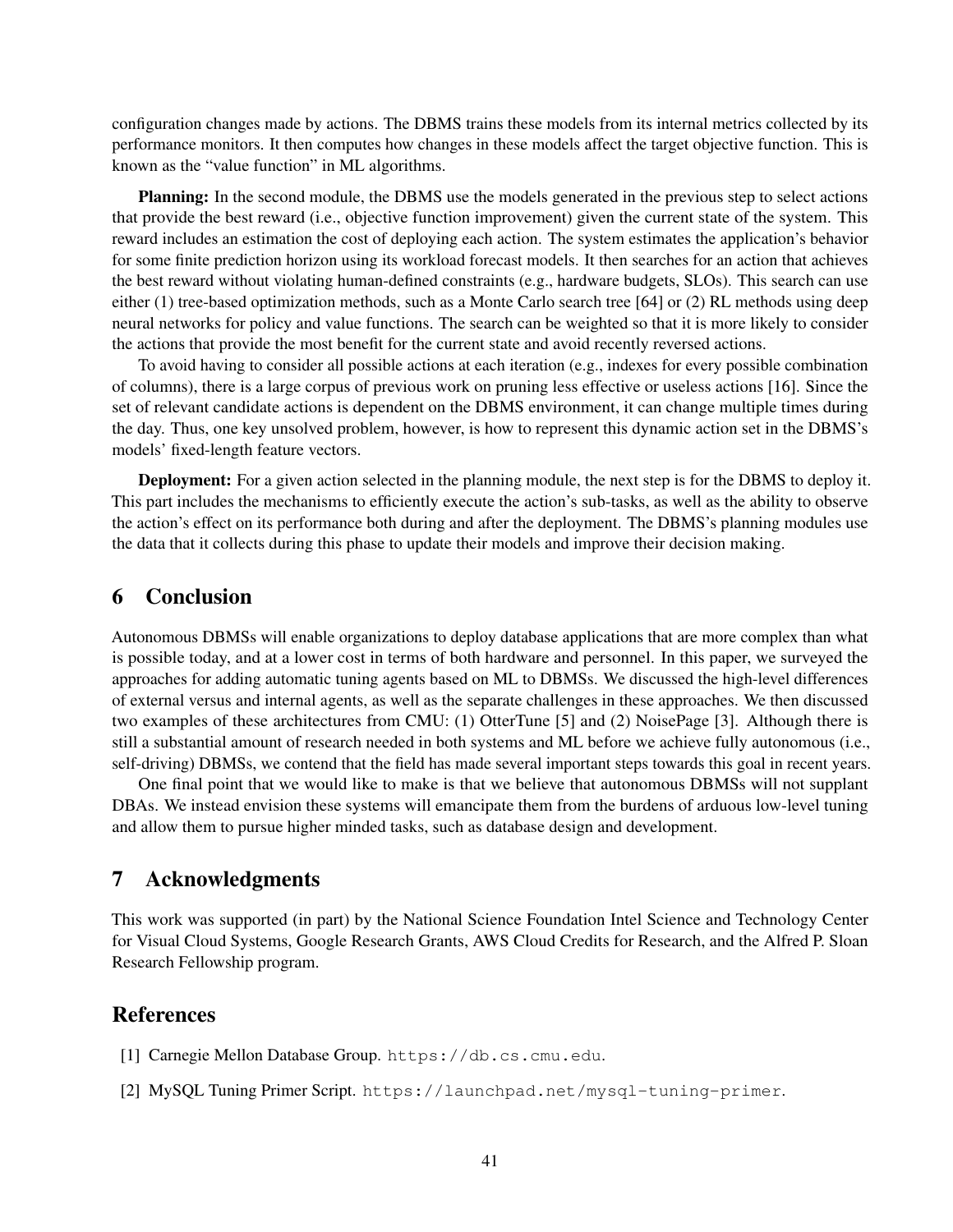configuration changes made by actions. The DBMS trains these models from its internal metrics collected by its performance monitors. It then computes how changes in these models affect the target objective function. This is known as the "value function" in ML algorithms.

**Planning:** In the second module, the DBMS use the models generated in the previous step to select actions that provide the best reward (i.e., objective function improvement) given the current state of the system. This reward includes an estimation the cost of deploying each action. The system estimates the application's behavior for some finite prediction horizon using its workload forecast models. It then searches for an action that achieves the best reward without violating human-defined constraints (e.g., hardware budgets, SLOs). This search can use either (1) tree-based optimization methods, such as a Monte Carlo search tree [64] or (2) RL methods using deep neural networks for policy and value functions. The search can be weighted so that it is more likely to consider the actions that provide the most benefit for the current state and avoid recently reversed actions.

To avoid having to consider all possible actions at each iteration (e.g., indexes for every possible combination of columns), there is a large corpus of previous work on pruning less effective or useless actions [16]. Since the set of relevant candidate actions is dependent on the DBMS environment, it can change multiple times during the day. Thus, one key unsolved problem, however, is how to represent this dynamic action set in the DBMS's models' fixed-length feature vectors.

**Deployment:** For a given action selected in the planning module, the next step is for the DBMS to deploy it. This part includes the mechanisms to efficiently execute the action's sub-tasks, as well as the ability to observe the action's effect on its performance both during and after the deployment. The DBMS's planning modules use the data that it collects during this phase to update their models and improve their decision making.

## 6 Conclusion

Autonomous DBMSs will enable organizations to deploy database applications that are more complex than what is possible today, and at a lower cost in terms of both hardware and personnel. In this paper, we surveyed the approaches for adding automatic tuning agents based on ML to DBMSs. We discussed the high-level differences of external versus and internal agents, as well as the separate challenges in these approaches. We then discussed two examples of these architectures from CMU: (1) OtterTune [5] and (2) NoisePage [3]. Although there is still a substantial amount of research needed in both systems and ML before we achieve fully autonomous (i.e., self-driving) DBMSs, we contend that the field has made several important steps towards this goal in recent years.

One final point that we would like to make is that we believe that autonomous DBMSs will not supplant DBAs. We instead envision these systems will emancipate them from the burdens of arduous low-level tuning and allow them to pursue higher minded tasks, such as database design and development.

## 7 Acknowledgments

This work was supported (in part) by the National Science Foundation Intel Science and Technology Center for Visual Cloud Systems, Google Research Grants, AWS Cloud Credits for Research, and the Alfred P. Sloan Research Fellowship program.

## References

[1] Carnegie Mellon Database Group. `https://db.cs.cmu.edu`.

[2] MySQL Tuning Primer Script. `https://launchpad.net/mysql-tuning-primer`.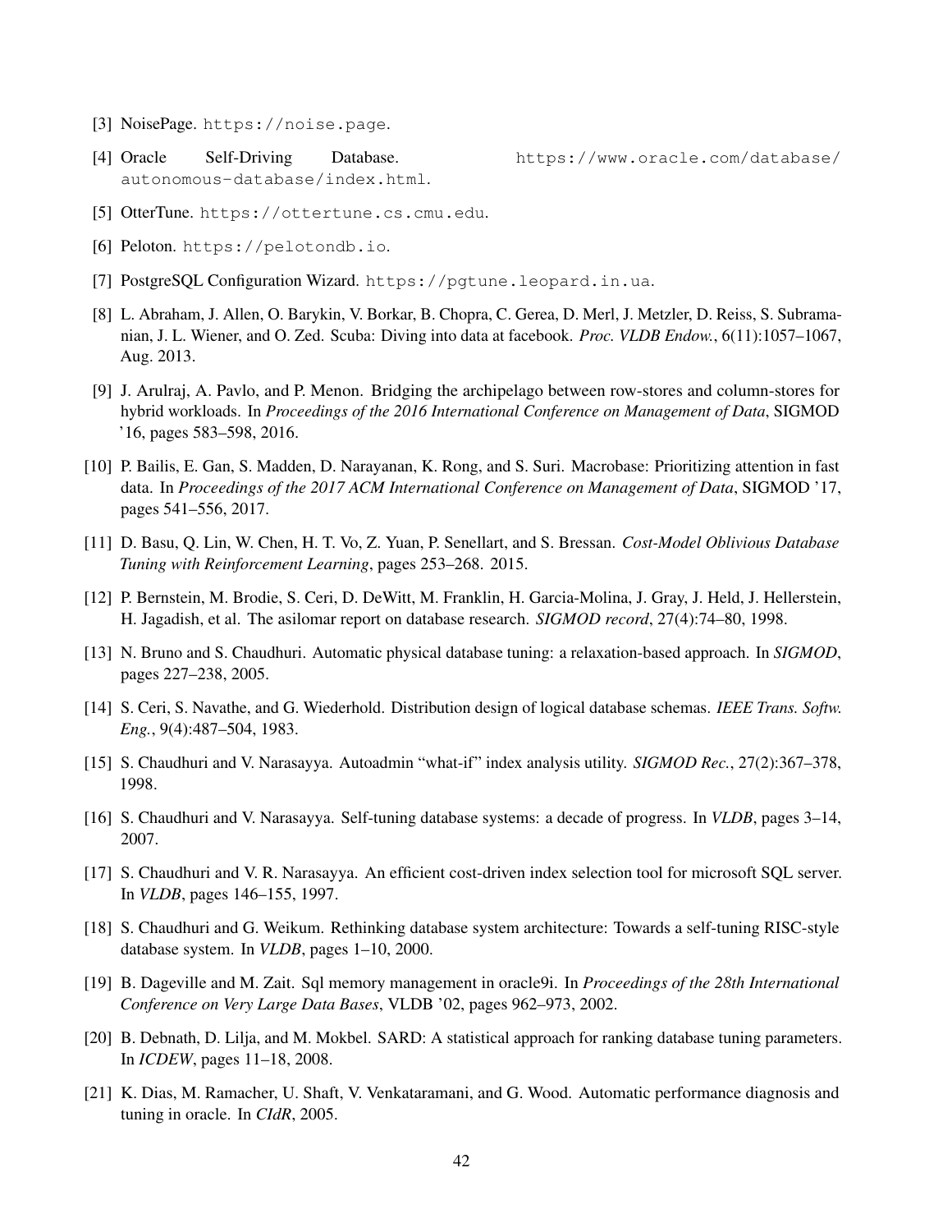[3] NoisePage. `https://noise.page`.

[4] Oracle Self-Driving Database. `https://www.oracle.com/database/autonomous-database/index.html`.

[5] OtterTune. `https://ottertune.cs.cmu.edu`.

[6] Peloton. `https://pelotondb.io`.

[7] PostgreSQL Configuration Wizard. `https://pgtune.leopard.in.ua`.

[8] L. Abraham, J. Allen, O. Barykin, V. Borkar, B. Chopra, C. Gerea, D. Merl, J. Metzler, D. Reiss, S. Subramanian, J. L. Wiener, and O. Zed. Scuba: Diving into data at facebook. *Proc. VLDB Endow.*, 6(11):1057–1067, Aug. 2013.

[9] J. Arulraj, A. Pavlo, and P. Menon. Bridging the archipelago between row-stores and column-stores for hybrid workloads. In *Proceedings of the 2016 International Conference on Management of Data*, SIGMOD '16, pages 583–598, 2016.

[10] P. Bailis, E. Gan, S. Madden, D. Narayanan, K. Rong, and S. Suri. Macrobase: Prioritizing attention in fast data. In *Proceedings of the 2017 ACM International Conference on Management of Data*, SIGMOD '17, pages 541–556, 2017.

[11] D. Basu, Q. Lin, W. Chen, H. T. Vo, Z. Yuan, P. Senellart, and S. Bressan. *Cost-Model Oblivious Database Tuning with Reinforcement Learning*, pages 253–268. 2015.

[12] P. Bernstein, M. Brodie, S. Ceri, D. DeWitt, M. Franklin, H. Garcia-Molina, J. Gray, J. Held, J. Hellerstein, H. Jagadish, et al. The asilomar report on database research. *SIGMOD record*, 27(4):74–80, 1998.

[13] N. Bruno and S. Chaudhuri. Automatic physical database tuning: a relaxation-based approach. In *SIGMOD*, pages 227–238, 2005.

[14] S. Ceri, S. Navathe, and G. Wiederhold. Distribution design of logical database schemas. *IEEE Trans. Softw. Eng.*, 9(4):487–504, 1983.

[15] S. Chaudhuri and V. Narasayya. Autoadmin "what-if" index analysis utility. *SIGMOD Rec.*, 27(2):367–378, 1998.

[16] S. Chaudhuri and V. Narasayya. Self-tuning database systems: a decade of progress. In *VLDB*, pages 3–14, 2007.

[17] S. Chaudhuri and V. R. Narasayya. An efficient cost-driven index selection tool for microsoft SQL server. In *VLDB*, pages 146–155, 1997.

[18] S. Chaudhuri and G. Weikum. Rethinking database system architecture: Towards a self-tuning RISC-style database system. In *VLDB*, pages 1–10, 2000.

[19] B. Dageville and M. Zait. Sql memory management in oracle9i. In *Proceedings of the 28th International Conference on Very Large Data Bases*, VLDB '02, pages 962–973, 2002.

[20] B. Debnath, D. Lilja, and M. Mokbel. SARD: A statistical approach for ranking database tuning parameters. In *ICDEW*, pages 11–18, 2008.

[21] K. Dias, M. Ramacher, U. Shaft, V. Venkataramani, and G. Wood. Automatic performance diagnosis and tuning in oracle. In *CIdR*, 2005.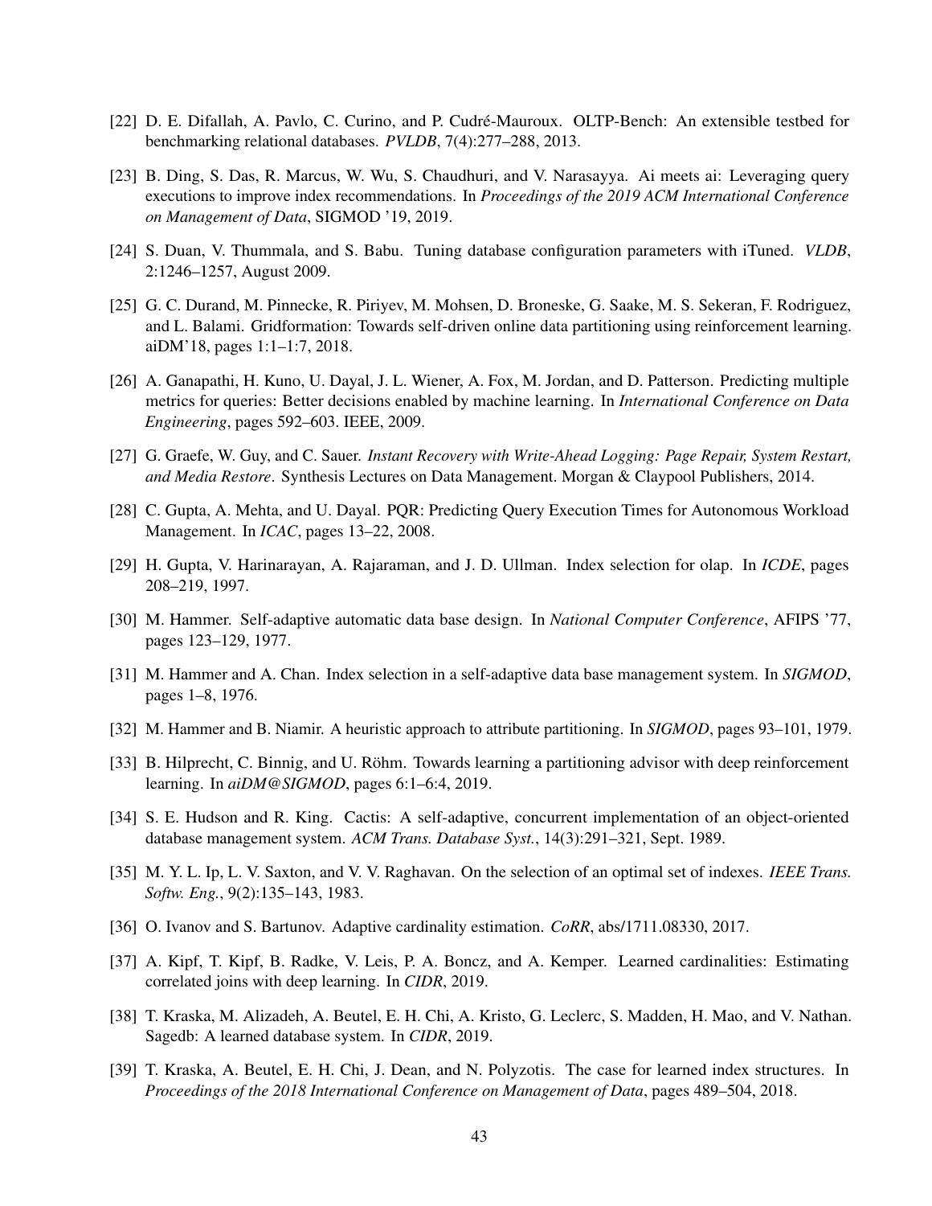[22] D. E. Difallah, A. Pavlo, C. Curino, and P. Cudré-Mauroux. OLTP-Bench: An extensible testbed for benchmarking relational databases. *PVLDB*, 7(4):277–288, 2013.

[23] B. Ding, S. Das, R. Marcus, W. Wu, S. Chaudhuri, and V. Narasayya. Ai meets ai: Leveraging query executions to improve index recommendations. In *Proceedings of the 2019 ACM International Conference on Management of Data*, SIGMOD '19, 2019.

[24] S. Duan, V. Thummala, and S. Babu. Tuning database configuration parameters with iTuned. *VLDB*, 2:1246–1257, August 2009.

[25] G. C. Durand, M. Pinnecke, R. Piriyev, M. Mohsen, D. Broneske, G. Saake, M. S. Sekeran, F. Rodriguez, and L. Balami. Gridformation: Towards self-driven online data partitioning using reinforcement learning. aiDM'18, pages 1:1–1:7, 2018.

[26] A. Ganapathi, H. Kuno, U. Dayal, J. L. Wiener, A. Fox, M. Jordan, and D. Patterson. Predicting multiple metrics for queries: Better decisions enabled by machine learning. In *International Conference on Data Engineering*, pages 592–603. IEEE, 2009.

[27] G. Graefe, W. Guy, and C. Sauer. *Instant Recovery with Write-Ahead Logging: Page Repair, System Restart, and Media Restore*. Synthesis Lectures on Data Management. Morgan & Claypool Publishers, 2014.

[28] C. Gupta, A. Mehta, and U. Dayal. PQR: Predicting Query Execution Times for Autonomous Workload Management. In *ICAC*, pages 13–22, 2008.

[29] H. Gupta, V. Harinarayan, A. Rajaraman, and J. D. Ullman. Index selection for olap. In *ICDE*, pages 208–219, 1997.

[30] M. Hammer. Self-adaptive automatic data base design. In *National Computer Conference*, AFIPS '77, pages 123–129, 1977.

[31] M. Hammer and A. Chan. Index selection in a self-adaptive data base management system. In *SIGMOD*, pages 1–8, 1976.

[32] M. Hammer and B. Niamir. A heuristic approach to attribute partitioning. In *SIGMOD*, pages 93–101, 1979.

[33] B. Hilprecht, C. Binnig, and U. Röhm. Towards learning a partitioning advisor with deep reinforcement learning. In *aiDM@SIGMOD*, pages 6:1–6:4, 2019.

[34] S. E. Hudson and R. King. Cactis: A self-adaptive, concurrent implementation of an object-oriented database management system. *ACM Trans. Database Syst.*, 14(3):291–321, Sept. 1989.

[35] M. Y. L. Ip, L. V. Saxton, and V. V. Raghavan. On the selection of an optimal set of indexes. *IEEE Trans. Softw. Eng.*, 9(2):135–143, 1983.

[36] O. Ivanov and S. Bartunov. Adaptive cardinality estimation. *CoRR*, abs/1711.08330, 2017.

[37] A. Kipf, T. Kipf, B. Radke, V. Leis, P. A. Boncz, and A. Kemper. Learned cardinalities: Estimating correlated joins with deep learning. In *CIDR*, 2019.

[38] T. Kraska, M. Alizadeh, A. Beutel, E. H. Chi, A. Kristo, G. Leclerc, S. Madden, H. Mao, and V. Nathan. Sagedb: A learned database system. In *CIDR*, 2019.

[39] T. Kraska, A. Beutel, E. H. Chi, J. Dean, and N. Polyzotis. The case for learned index structures. In *Proceedings of the 2018 International Conference on Management of Data*, pages 489–504, 2018.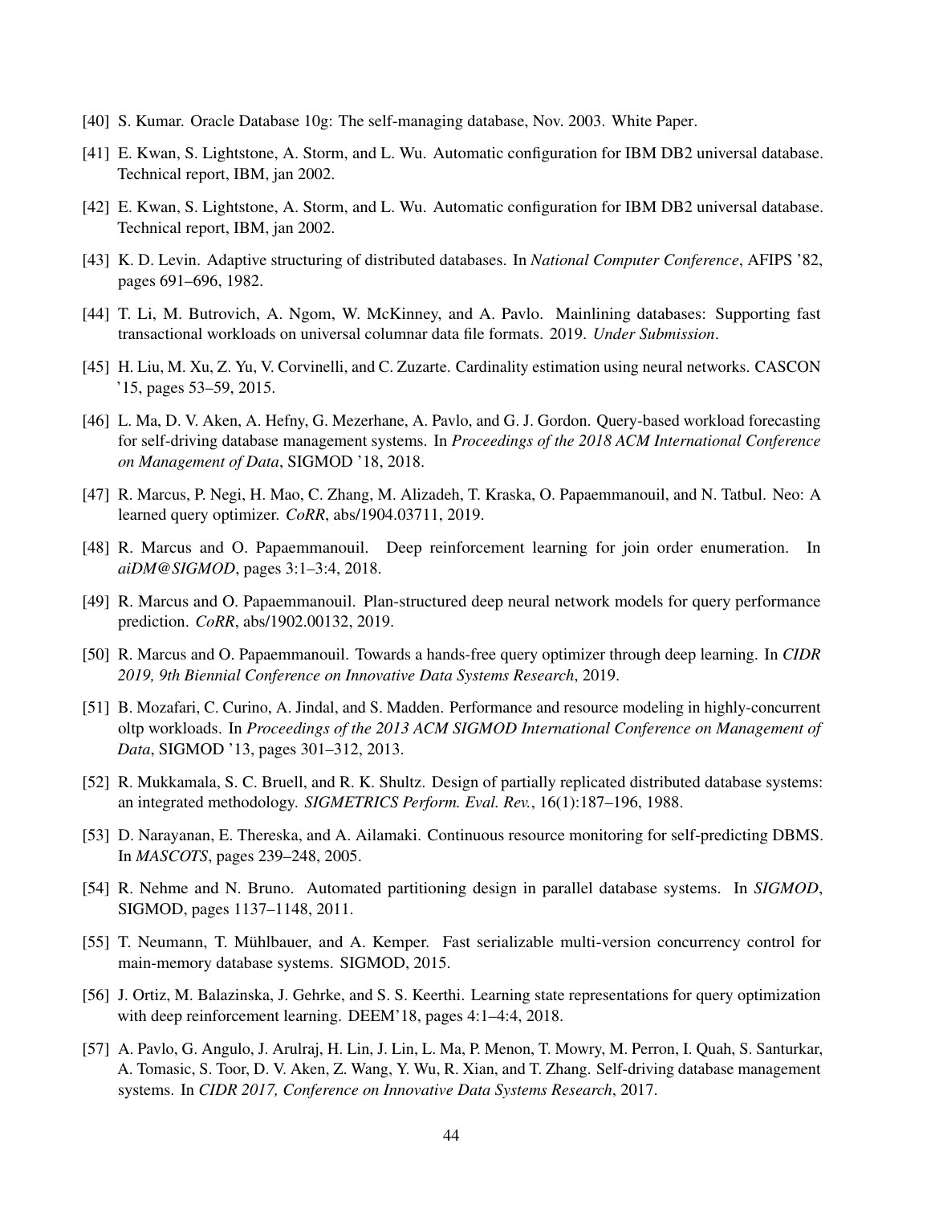[40] S. Kumar. Oracle Database 10g: The self-managing database, Nov. 2003. White Paper.

[41] E. Kwan, S. Lightstone, A. Storm, and L. Wu. Automatic configuration for IBM DB2 universal database. Technical report, IBM, jan 2002.

[42] E. Kwan, S. Lightstone, A. Storm, and L. Wu. Automatic configuration for IBM DB2 universal database. Technical report, IBM, jan 2002.

[43] K. D. Levin. Adaptive structuring of distributed databases. In *National Computer Conference*, AFIPS '82, pages 691–696, 1982.

[44] T. Li, M. Butrovich, A. Ngom, W. McKinney, and A. Pavlo. Mainlining databases: Supporting fast transactional workloads on universal columnar data file formats. 2019. *Under Submission*.

[45] H. Liu, M. Xu, Z. Yu, V. Corvinelli, and C. Zuzarte. Cardinality estimation using neural networks. CASCON '15, pages 53–59, 2015.

[46] L. Ma, D. V. Aken, A. Hefny, G. Mezerhane, A. Pavlo, and G. J. Gordon. Query-based workload forecasting for self-driving database management systems. In *Proceedings of the 2018 ACM International Conference on Management of Data*, SIGMOD '18, 2018.

[47] R. Marcus, P. Negi, H. Mao, C. Zhang, M. Alizadeh, T. Kraska, O. Papaemmanouil, and N. Tatbul. Neo: A learned query optimizer. *CoRR*, abs/1904.03711, 2019.

[48] R. Marcus and O. Papaemmanouil. Deep reinforcement learning for join order enumeration. In *aiDM@SIGMOD*, pages 3:1–3:4, 2018.

[49] R. Marcus and O. Papaemmanouil. Plan-structured deep neural network models for query performance prediction. *CoRR*, abs/1902.00132, 2019.

[50] R. Marcus and O. Papaemmanouil. Towards a hands-free query optimizer through deep learning. In *CIDR 2019, 9th Biennial Conference on Innovative Data Systems Research*, 2019.

[51] B. Mozafari, C. Curino, A. Jindal, and S. Madden. Performance and resource modeling in highly-concurrent oltp workloads. In *Proceedings of the 2013 ACM SIGMOD International Conference on Management of Data*, SIGMOD '13, pages 301–312, 2013.

[52] R. Mukkamala, S. C. Bruell, and R. K. Shultz. Design of partially replicated distributed database systems: an integrated methodology. *SIGMETRICS Perform. Eval. Rev.*, 16(1):187–196, 1988.

[53] D. Narayanan, E. Thereska, and A. Ailamaki. Continuous resource monitoring for self-predicting DBMS. In *MASCOTS*, pages 239–248, 2005.

[54] R. Nehme and N. Bruno. Automated partitioning design in parallel database systems. In *SIGMOD*, SIGMOD, pages 1137–1148, 2011.

[55] T. Neumann, T. Mühlbauer, and A. Kemper. Fast serializable multi-version concurrency control for main-memory database systems. SIGMOD, 2015.

[56] J. Ortiz, M. Balazinska, J. Gehrke, and S. S. Keerthi. Learning state representations for query optimization with deep reinforcement learning. DEEM'18, pages 4:1–4:4, 2018.

[57] A. Pavlo, G. Angulo, J. Arulraj, H. Lin, J. Lin, L. Ma, P. Menon, T. Mowry, M. Perron, I. Quah, S. Santurkar, A. Tomasic, S. Toor, D. V. Aken, Z. Wang, Y. Wu, R. Xian, and T. Zhang. Self-driving database management systems. In *CIDR 2017, Conference on Innovative Data Systems Research*, 2017.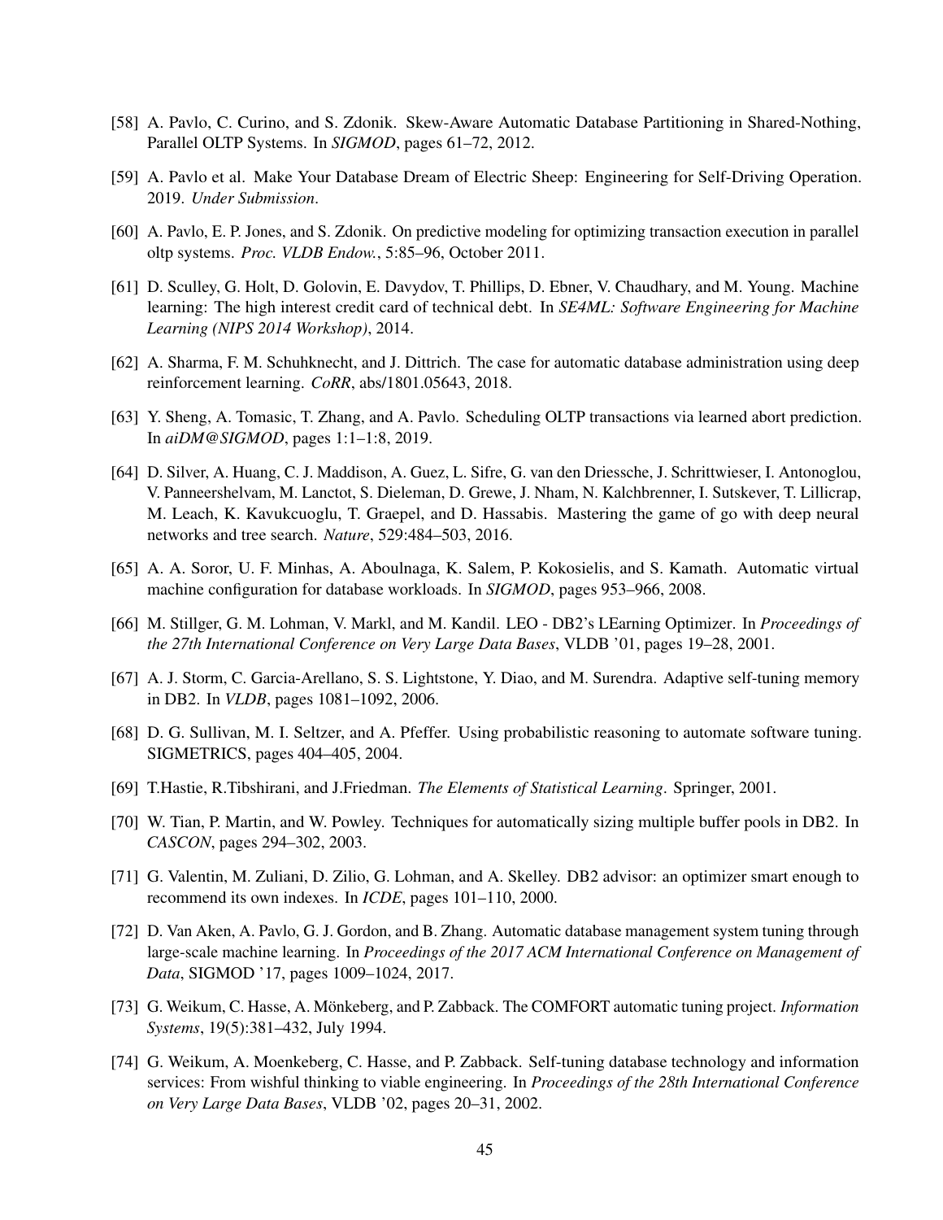[58] A. Pavlo, C. Curino, and S. Zdonik. Skew-Aware Automatic Database Partitioning in Shared-Nothing, Parallel OLTP Systems. In *SIGMOD*, pages 61–72, 2012.

[59] A. Pavlo et al. Make Your Database Dream of Electric Sheep: Engineering for Self-Driving Operation. 2019. *Under Submission*.

[60] A. Pavlo, E. P. Jones, and S. Zdonik. On predictive modeling for optimizing transaction execution in parallel oltp systems. *Proc. VLDB Endow.*, 5:85–96, October 2011.

[61] D. Sculley, G. Holt, D. Golovin, E. Davydov, T. Phillips, D. Ebner, V. Chaudhary, and M. Young. Machine learning: The high interest credit card of technical debt. In *SE4ML: Software Engineering for Machine Learning (NIPS 2014 Workshop)*, 2014.

[62] A. Sharma, F. M. Schuhknecht, and J. Dittrich. The case for automatic database administration using deep reinforcement learning. *CoRR*, abs/1801.05643, 2018.

[63] Y. Sheng, A. Tomasic, T. Zhang, and A. Pavlo. Scheduling OLTP transactions via learned abort prediction. In *aiDM@SIGMOD*, pages 1:1–1:8, 2019.

[64] D. Silver, A. Huang, C. J. Maddison, A. Guez, L. Sifre, G. van den Driessche, J. Schrittwieser, I. Antonoglou, V. Panneershelvam, M. Lanctot, S. Dieleman, D. Grewe, J. Nham, N. Kalchbrenner, I. Sutskever, T. Lillicrap, M. Leach, K. Kavukcuoglu, T. Graepel, and D. Hassabis. Mastering the game of go with deep neural networks and tree search. *Nature*, 529:484–503, 2016.

[65] A. A. Soror, U. F. Minhas, A. Aboulnaga, K. Salem, P. Kokosielis, and S. Kamath. Automatic virtual machine configuration for database workloads. In *SIGMOD*, pages 953–966, 2008.

[66] M. Stillger, G. M. Lohman, V. Markl, and M. Kandil. LEO - DB2's LEarning Optimizer. In *Proceedings of the 27th International Conference on Very Large Data Bases*, VLDB '01, pages 19–28, 2001.

[67] A. J. Storm, C. Garcia-Arellano, S. S. Lightstone, Y. Diao, and M. Surendra. Adaptive self-tuning memory in DB2. In *VLDB*, pages 1081–1092, 2006.

[68] D. G. Sullivan, M. I. Seltzer, and A. Pfeffer. Using probabilistic reasoning to automate software tuning. SIGMETRICS, pages 404–405, 2004.

[69] T.Hastie, R.Tibshirani, and J.Friedman. *The Elements of Statistical Learning*. Springer, 2001.

[70] W. Tian, P. Martin, and W. Powley. Techniques for automatically sizing multiple buffer pools in DB2. In *CASCON*, pages 294–302, 2003.

[71] G. Valentin, M. Zuliani, D. Zilio, G. Lohman, and A. Skelley. DB2 advisor: an optimizer smart enough to recommend its own indexes. In *ICDE*, pages 101–110, 2000.

[72] D. Van Aken, A. Pavlo, G. J. Gordon, and B. Zhang. Automatic database management system tuning through large-scale machine learning. In *Proceedings of the 2017 ACM International Conference on Management of Data*, SIGMOD '17, pages 1009–1024, 2017.

[73] G. Weikum, C. Hasse, A. Mönkeberg, and P. Zabback. The COMFORT automatic tuning project. *Information Systems*, 19(5):381–432, July 1994.

[74] G. Weikum, A. Moenkeberg, C. Hasse, and P. Zabback. Self-tuning database technology and information services: From wishful thinking to viable engineering. In *Proceedings of the 28th International Conference on Very Large Data Bases*, VLDB '02, pages 20–31, 2002.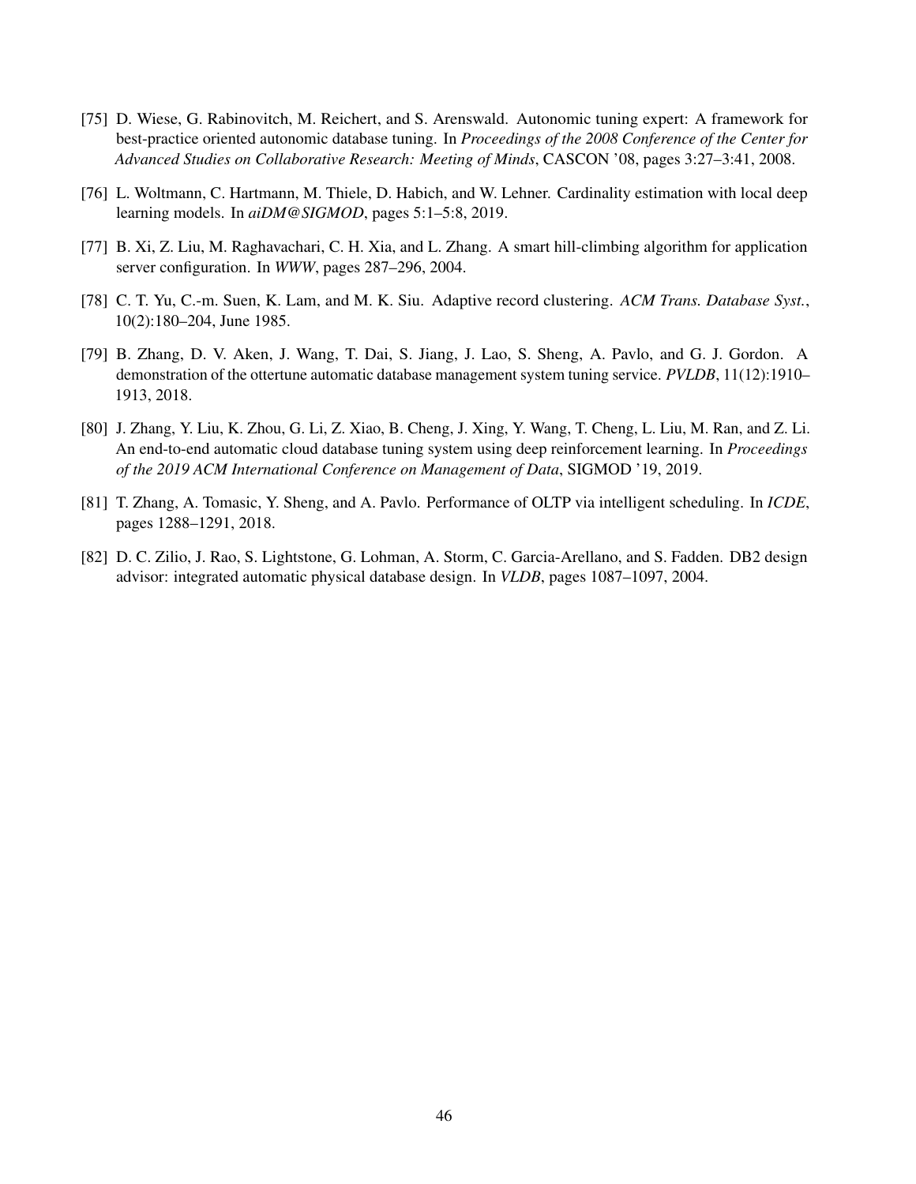[75] D. Wiese, G. Rabinovitch, M. Reichert, and S. Arenswald. Autonomic tuning expert: A framework for best-practice oriented autonomic database tuning. In *Proceedings of the 2008 Conference of the Center for Advanced Studies on Collaborative Research: Meeting of Minds*, CASCON '08, pages 3:27–3:41, 2008.

[76] L. Woltmann, C. Hartmann, M. Thiele, D. Habich, and W. Lehner. Cardinality estimation with local deep learning models. In *aiDM@SIGMOD*, pages 5:1–5:8, 2019.

[77] B. Xi, Z. Liu, M. Raghavachari, C. H. Xia, and L. Zhang. A smart hill-climbing algorithm for application server configuration. In *WWW*, pages 287–296, 2004.

[78] C. T. Yu, C.-m. Suen, K. Lam, and M. K. Siu. Adaptive record clustering. *ACM Trans. Database Syst.*, 10(2):180–204, June 1985.

[79] B. Zhang, D. V. Aken, J. Wang, T. Dai, S. Jiang, J. Lao, S. Sheng, A. Pavlo, and G. J. Gordon. A demonstration of the ottertune automatic database management system tuning service. *PVLDB*, 11(12):1910–1913, 2018.

[80] J. Zhang, Y. Liu, K. Zhou, G. Li, Z. Xiao, B. Cheng, J. Xing, Y. Wang, T. Cheng, L. Liu, M. Ran, and Z. Li. An end-to-end automatic cloud database tuning system using deep reinforcement learning. In *Proceedings of the 2019 ACM International Conference on Management of Data*, SIGMOD '19, 2019.

[81] T. Zhang, A. Tomasic, Y. Sheng, and A. Pavlo. Performance of OLTP via intelligent scheduling. In *ICDE*, pages 1288–1291, 2018.

[82] D. C. Zilio, J. Rao, S. Lightstone, G. Lohman, A. Storm, C. Garcia-Arellano, and S. Fadden. DB2 design advisor: integrated automatic physical database design. In *VLDB*, pages 1087–1097, 2004.